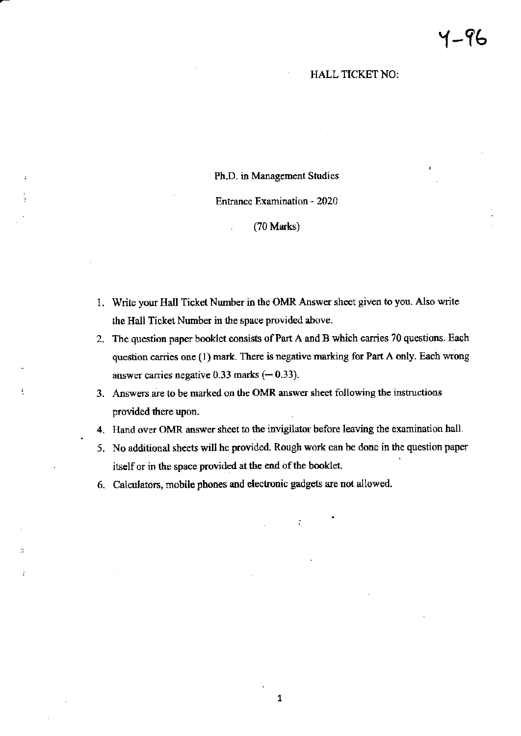Y-96

HALL TICKET NO:

# Ph.D. in Management Studies

## Entrance Examination - 2020

(70 Marks)

1. Write your Hall Ticket Number in the OMR Answer sheet given to you. Also write the Hall Ticket Number in the space provided above.
2. The question paper booklet consists of Part A and B which carries 70 questions. Each question carries one (1) mark. There is negative marking for Part A only. Each wrong answer carries negative 0.33 marks (− 0.33).
3. Answers are to be marked on the OMR answer sheet following the instructions provided there upon.
4. Hand over OMR answer sheet to the invigilator before leaving the examination hall.
5. No additional sheets will be provided. Rough work can be done in the question paper itself or in the space provided at the end of the booklet.
6. Calculators, mobile phones and electronic gadgets are not allowed.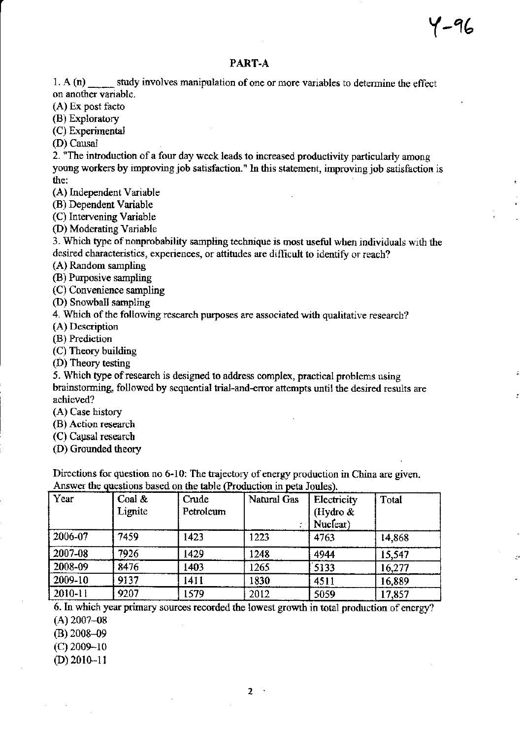Y-96

## PART-A

1. A (n) _____ study involves manipulation of one or more variables to determine the effect on another variable.

(A) Ex post facto

(B) Exploratory

(C) Experimental

(D) Causal

2. "The introduction of a four day week leads to increased productivity particularly among young workers by improving job satisfaction." In this statement, improving job satisfaction is the:

(A) Independent Variable

(B) Dependent Variable

(C) Intervening Variable

(D) Moderating Variable

3. Which type of nonprobability sampling technique is most useful when individuals with the desired characteristics, experiences, or attitudes are difficult to identify or reach?

(A) Random sampling

(B) Purposive sampling

(C) Convenience sampling

(D) Snowball sampling

4. Which of the following research purposes are associated with qualitative research?

(A) Description

(B) Prediction

(C) Theory building

(D) Theory testing

5. Which type of research is designed to address complex, practical problems using brainstorming, followed by sequential trial-and-error attempts until the desired results are achieved?

(A) Case history

(B) Action research

(C) Causal research

(D) Grounded theory

Directions for question no 6-10: The trajectory of energy production in China are given. Answer the questions based on the table (Production in peta Joules).

| Year | Coal & Lignite | Crude Petroleum | Natural Gas | Electricity (Hydro & Nuclear) | Total |
|---|---|---|---|---|---|
| 2006-07 | 7459 | 1423 | 1223 | 4763 | 14,868 |
| 2007-08 | 7926 | 1429 | 1248 | 4944 | 15,547 |
| 2008-09 | 8476 | 1403 | 1265 | 5133 | 16,277 |
| 2009-10 | 9137 | 1411 | 1830 | 4511 | 16,889 |
| 2010-11 | 9207 | 1579 | 2012 | 5059 | 17,857 |

6. In which year primary sources recorded the lowest growth in total production of energy?

(A) 2007–08

(B) 2008–09

(C) 2009–10

(D) 2010–11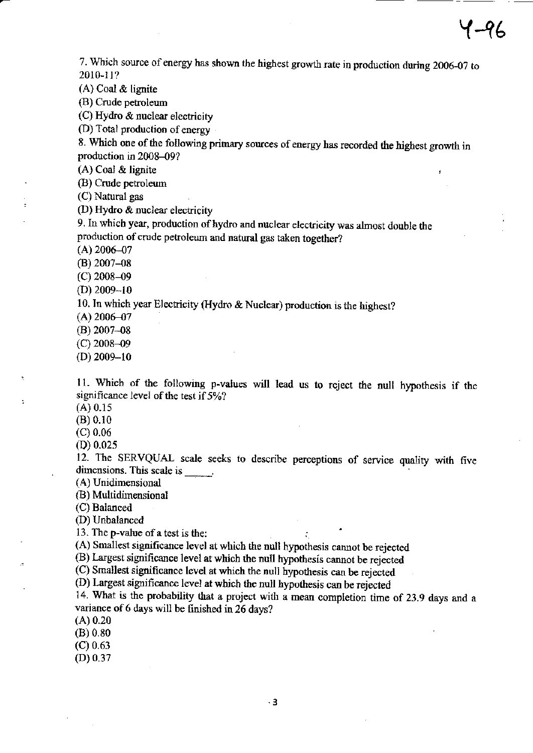7. Which source of energy has shown the highest growth rate in production during 2006-07 to 2010-11?

(A) Coal & lignite

(B) Crude petroleum

(C) Hydro & nuclear electricity

(D) Total production of energy

8. Which one of the following primary sources of energy has recorded the highest growth in production in 2008–09?

(A) Coal & lignite

(B) Crude petroleum

(C) Natural gas

(D) Hydro & nuclear electricity

9. In which year, production of hydro and nuclear electricity was almost double the production of crude petroleum and natural gas taken together?

(A) 2006–07

(B) 2007–08

(C) 2008–09

(D) 2009–10

10. In which year Electricity (Hydro & Nuclear) production is the highest?

(A) 2006–07

(B) 2007–08

(C) 2008–09

(D) 2009–10

11. Which of the following p-values will lead us to reject the null hypothesis if the significance level of the test if 5%?

(A) 0.15

(B) 0.10

(C) 0.06

(D) 0.025

12. The SERVQUAL scale seeks to describe perceptions of service quality with five dimensions. This scale is _____.

(A) Unidimensional

(B) Multidimensional

(C) Balanced

(D) Unbalanced

13. The p-value of a test is the:

(A) Smallest significance level at which the null hypothesis cannot be rejected

(B) Largest significance level at which the null hypothesis cannot be rejected

(C) Smallest significance level at which the null hypothesis can be rejected

(D) Largest significance level at which the null hypothesis can be rejected

14. What is the probability that a project with a mean completion time of 23.9 days and a variance of 6 days will be finished in 26 days?

(A) 0.20

(B) 0.80

(C) 0.63

(D) 0.37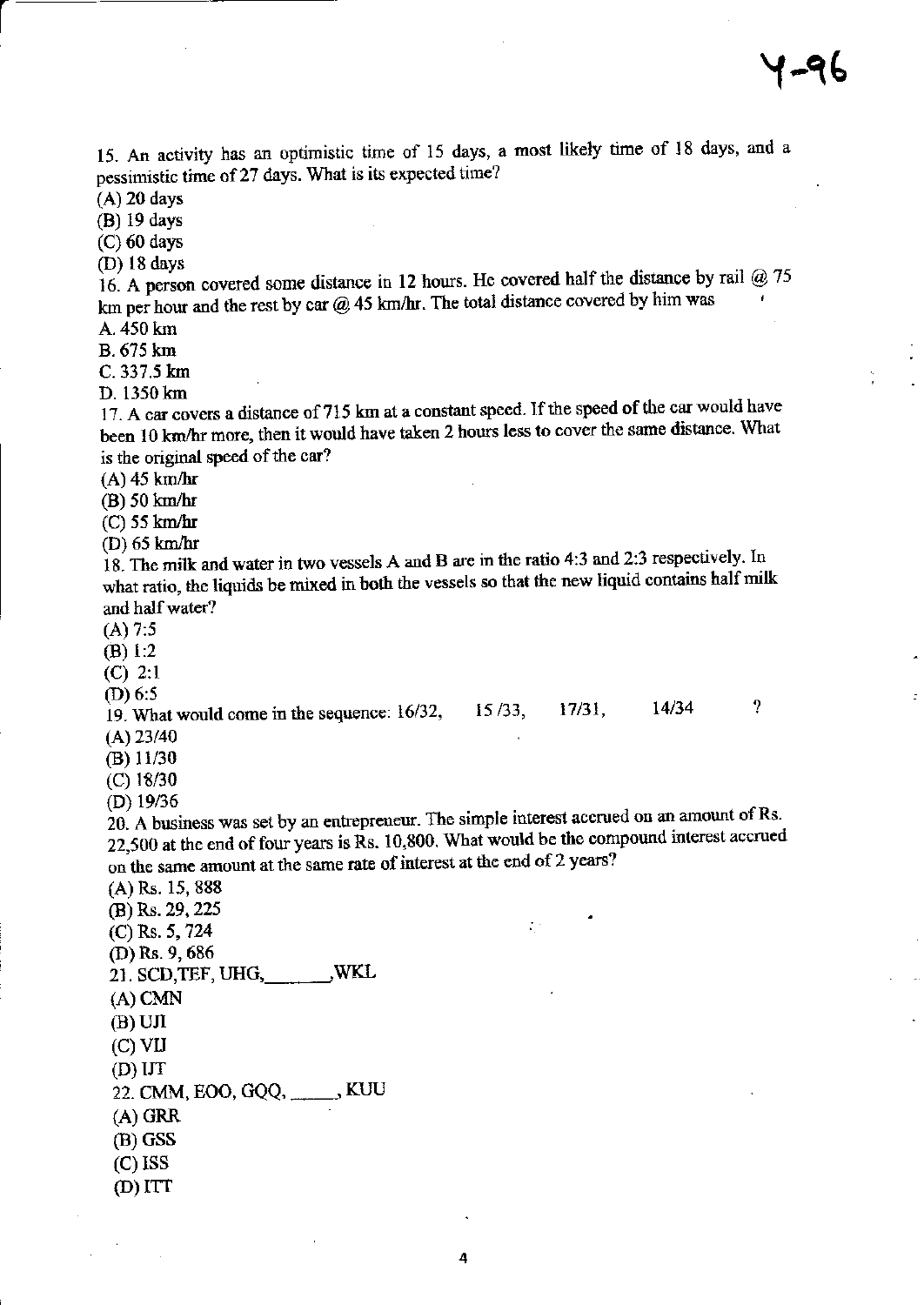15. An activity has an optimistic time of 15 days, a most likely time of 18 days, and a pessimistic time of 27 days. What is its expected time?

(A) 20 days

(B) 19 days

(C) 60 days

(D) 18 days

16. A person covered some distance in 12 hours. He covered half the distance by rail @ 75 km per hour and the rest by car @ 45 km/hr. The total distance covered by him was

A. 450 km

B. 675 km

C. 337.5 km

D. 1350 km

17. A car covers a distance of 715 km at a constant speed. If the speed of the car would have been 10 km/hr more, then it would have taken 2 hours less to cover the same distance. What is the original speed of the car?

(A) 45 km/hr

(B) 50 km/hr

(C) 55 km/hr

(D) 65 km/hr

18. The milk and water in two vessels A and B are in the ratio 4:3 and 2:3 respectively. In what ratio, the liquids be mixed in both the vessels so that the new liquid contains half milk and half water?

(A) 7:5

(B) 1:2

(C) 2:1

(D) 6:5

19. What would come in the sequence: 16/32, 15/33, 17/31, 14/34 ?

(A) 23/40

(B) 11/30

(C) 18/30

(D) 19/36

20. A business was set by an entrepreneur. The simple interest accrued on an amount of Rs. 22,500 at the end of four years is Rs. 10,800. What would be the compound interest accrued on the same amount at the same rate of interest at the end of 2 years?

(A) Rs. 15, 888

(B) Rs. 29, 225

(C) Rs. 5, 724

(D) Rs. 9, 686

21. SCD,TEF, UHG,_______,WKL

(A) CMN

(B) UJI

(C) VIJ

(D) IJT

22. CMM, EOO, GQQ, _____, KUU

(A) GRR

(B) GSS

(C) ISS

(D) ITT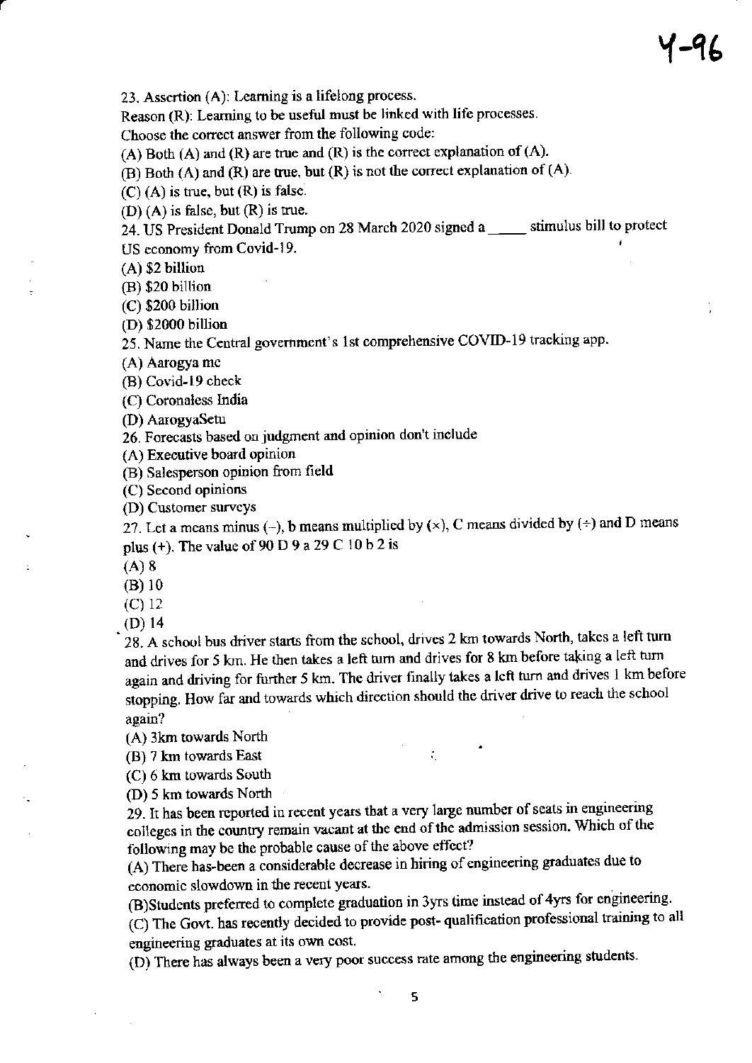23. Assertion (A): Learning is a lifelong process.

Reason (R): Learning to be useful must be linked with life processes.

Choose the correct answer from the following code:

(A) Both (A) and (R) are true and (R) is the correct explanation of (A).

(B) Both (A) and (R) are true, but (R) is not the correct explanation of (A).

(C) (A) is true, but (R) is false.

(D) (A) is false, but (R) is true.

24. US President Donald Trump on 28 March 2020 signed a _____ stimulus bill to protect US economy from Covid-19.

(A) $2 billion

(B) $20 billion

(C) $200 billion

(D) $2000 billion

25. Name the Central government's 1st comprehensive COVID-19 tracking app.

(A) Aarogya me

(B) Covid-19 check

(C) Coronaless India

(D) AarogyaSetu

26. Forecasts based on judgment and opinion don't include

(A) Executive board opinion

(B) Salesperson opinion from field

(C) Second opinions

(D) Customer surveys

27. Let a means minus (−), b means multiplied by (×), C means divided by (÷) and D means plus (+). The value of 90 D 9 a 29 C 10 b 2 is

(A) 8

(B) 10

(C) 12

(D) 14

28. A school bus driver starts from the school, drives 2 km towards North, takes a left turn and drives for 5 km. He then takes a left turn and drives for 8 km before taking a left turn again and driving for further 5 km. The driver finally takes a left turn and drives 1 km before stopping. How far and towards which direction should the driver drive to reach the school again?

(A) 3km towards North

(B) 7 km towards East

(C) 6 km towards South

(D) 5 km towards North

29. It has been reported in recent years that a very large number of seats in engineering colleges in the country remain vacant at the end of the admission session. Which of the following may be the probable cause of the above effect?

(A) There has-been a considerable decrease in hiring of engineering graduates due to economic slowdown in the recent years.

(B)Students preferred to complete graduation in 3yrs time instead of 4yrs for engineering.

(C) The Govt. has recently decided to provide post- qualification professional training to all engineering graduates at its own cost.

(D) There has always been a very poor success rate among the engineering students.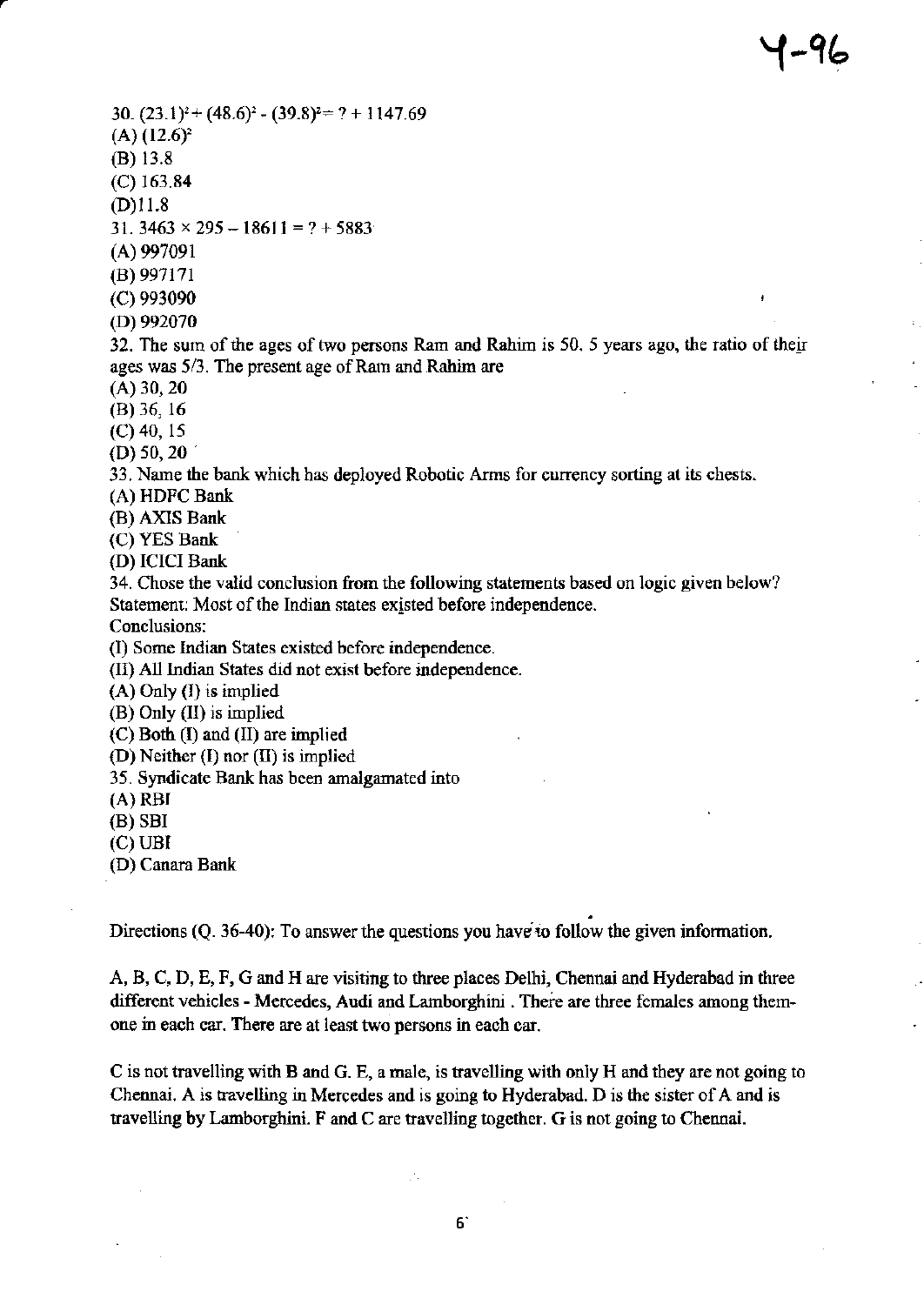30. $(23.1)^2 + (48.6)^2 - (39.8)^2 = ? + 1147.69$

(A) $(12.6)^2$

(B) 13.8

(C) 163.84

(D) 11.8

31. $3463 \times 295 - 18611 = ? + 5883$

(A) 997091

(B) 997171

(C) 993090

(D) 992070

32. The sum of the ages of two persons Ram and Rahim is 50. 5 years ago, the ratio of their ages was 5/3. The present age of Ram and Rahim are

(A) 30, 20

(B) 36, 16

(C) 40, 15

(D) 50, 20

33. Name the bank which has deployed Robotic Arms for currency sorting at its chests.

(A) HDFC Bank

(B) AXIS Bank

(C) YES Bank

(D) ICICI Bank

34. Chose the valid conclusion from the following statements based on logic given below?

Statement: Most of the Indian states existed before independence.

Conclusions:

(I) Some Indian States existed before independence.

(II) All Indian States did not exist before independence.

(A) Only (I) is implied

(B) Only (II) is implied

(C) Both (I) and (II) are implied

(D) Neither (I) nor (II) is implied

35. Syndicate Bank has been amalgamated into

(A) RBI

(B) SBI

(C) UBI

(D) Canara Bank

Directions (Q. 36-40): To answer the questions you have to follow the given information.

A, B, C, D, E, F, G and H are visiting to three places Delhi, Chennai and Hyderabad in three different vehicles - Mercedes, Audi and Lamborghini . There are three females among them- one in each car. There are at least two persons in each car.

C is not travelling with B and G. E, a male, is travelling with only H and they are not going to Chennai. A is travelling in Mercedes and is going to Hyderabad. D is the sister of A and is travelling by Lamborghini. F and C are travelling together. G is not going to Chennai.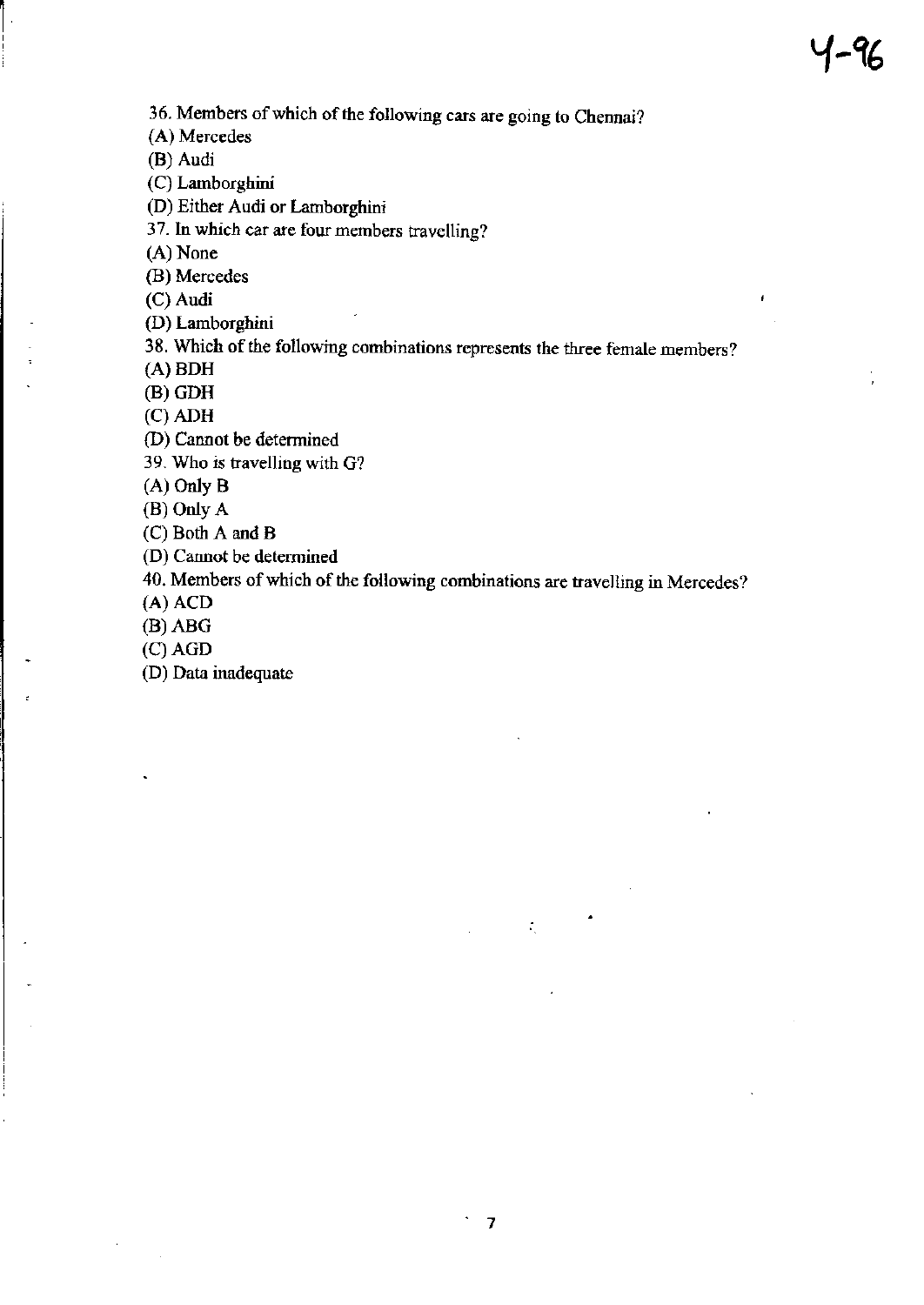36. Members of which of the following cars are going to Chennai?

(A) Mercedes

(B) Audi

(C) Lamborghini

(D) Either Audi or Lamborghini

37. In which car are four members travelling?

(A) None

(B) Mercedes

(C) Audi

(D) Lamborghini

38. Which of the following combinations represents the three female members?

(A) BDH

(B) GDH

(C) ADH

(D) Cannot be determined

39. Who is travelling with G?

(A) Only B

(B) Only A

(C) Both A and B

(D) Cannot be determined

40. Members of which of the following combinations are travelling in Mercedes?

(A) ACD

(B) ABG

(C) AGD

(D) Data inadequate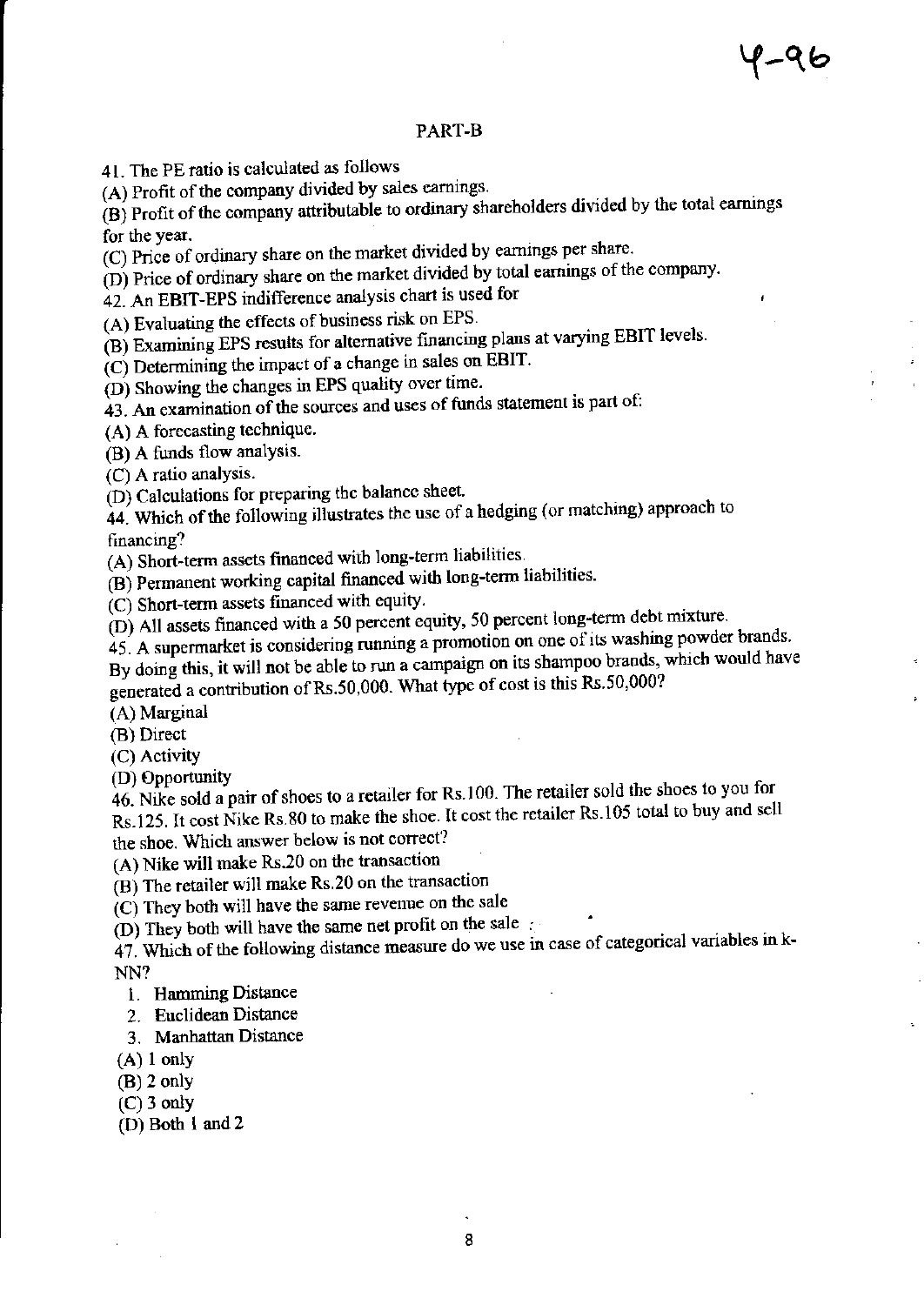4-96

## PART-B

41. The PE ratio is calculated as follows

(A) Profit of the company divided by sales earnings.

(B) Profit of the company attributable to ordinary shareholders divided by the total earnings for the year.

(C) Price of ordinary share on the market divided by earnings per share.

(D) Price of ordinary share on the market divided by total earnings of the company.

42. An EBIT-EPS indifference analysis chart is used for

(A) Evaluating the effects of business risk on EPS.

(B) Examining EPS results for alternative financing plans at varying EBIT levels.

(C) Determining the impact of a change in sales on EBIT.

(D) Showing the changes in EPS quality over time.

43. An examination of the sources and uses of funds statement is part of:

(A) A forecasting technique.

(B) A funds flow analysis.

(C) A ratio analysis.

(D) Calculations for preparing the balance sheet.

44. Which of the following illustrates the use of a hedging (or matching) approach to financing?

(A) Short-term assets financed with long-term liabilities.

(B) Permanent working capital financed with long-term liabilities.

(C) Short-term assets financed with equity.

(D) All assets financed with a 50 percent equity, 50 percent long-term debt mixture.

45. A supermarket is considering running a promotion on one of its washing powder brands. By doing this, it will not be able to run a campaign on its shampoo brands, which would have generated a contribution of Rs.50,000. What type of cost is this Rs.50,000?

(A) Marginal

(B) Direct

(C) Activity

(D) Opportunity

46. Nike sold a pair of shoes to a retailer for Rs.100. The retailer sold the shoes to you for Rs.125. It cost Nike Rs.80 to make the shoe. It cost the retailer Rs.105 total to buy and sell the shoe. Which answer below is not correct?

(A) Nike will make Rs.20 on the transaction

(B) The retailer will make Rs.20 on the transaction

(C) They both will have the same revenue on the sale

(D) They both will have the same net profit on the sale

47. Which of the following distance measure do we use in case of categorical variables in k-NN?

1. Hamming Distance
2. Euclidean Distance
3. Manhattan Distance

(A) 1 only

(B) 2 only

(C) 3 only

(D) Both 1 and 2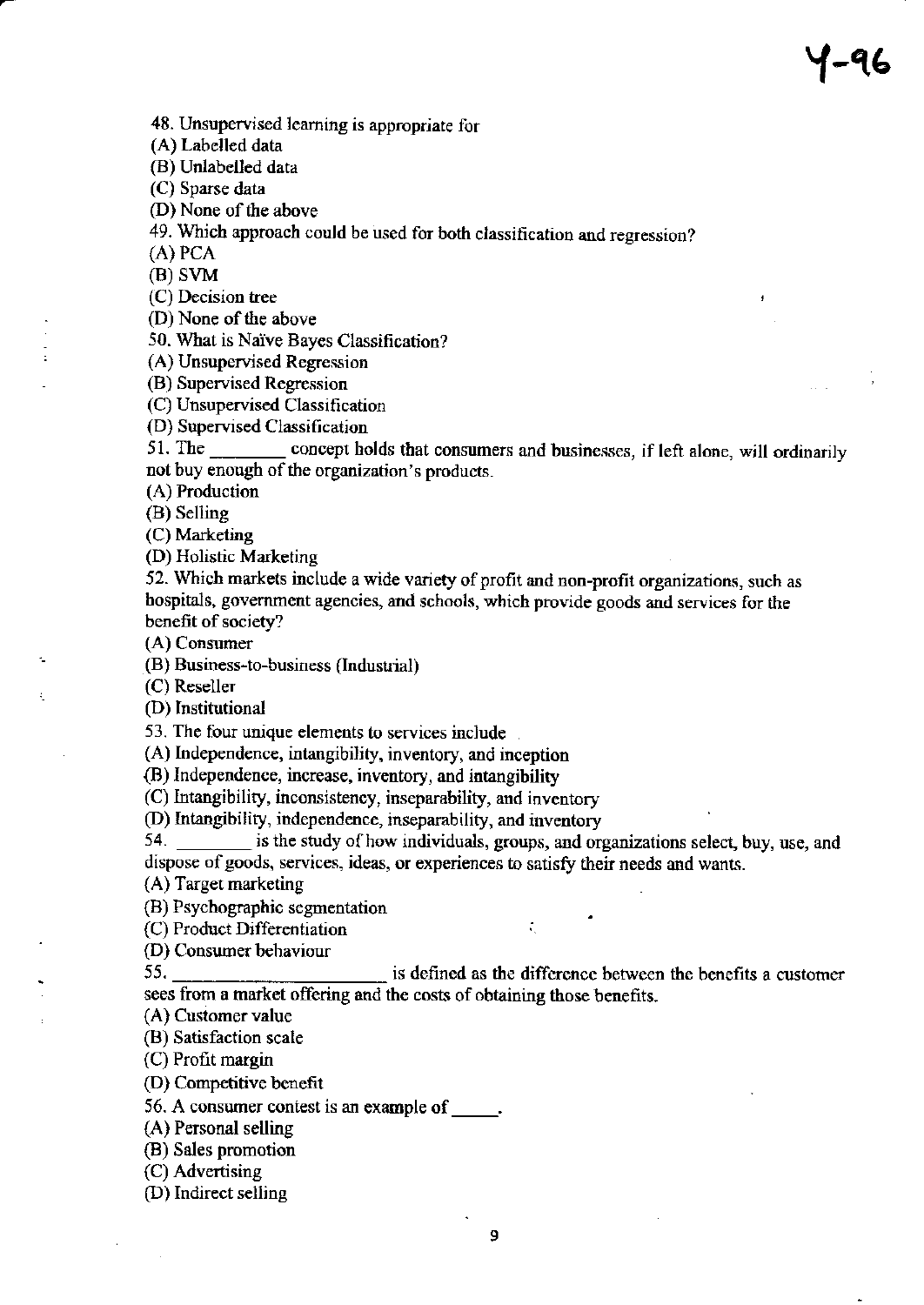Y-96

48. Unsupervised learning is appropriate for

(A) Labelled data

(B) Unlabelled data

(C) Sparse data

(D) None of the above

49. Which approach could be used for both classification and regression?

(A) PCA

(B) SVM

(C) Decision tree

(D) None of the above

50. What is Naïve Bayes Classification?

(A) Unsupervised Regression

(B) Supervised Regression

(C) Unsupervised Classification

(D) Supervised Classification

51. The ________ concept holds that consumers and businesses, if left alone, will ordinarily not buy enough of the organization's products.

(A) Production

(B) Selling

(C) Marketing

(D) Holistic Marketing

52. Which markets include a wide variety of profit and non-profit organizations, such as hospitals, government agencies, and schools, which provide goods and services for the benefit of society?

(A) Consumer

(B) Business-to-business (Industrial)

(C) Reseller

(D) Institutional

53. The four unique elements to services include

(A) Independence, intangibility, inventory, and inception

(B) Independence, increase, inventory, and intangibility

(C) Intangibility, inconsistency, inseparability, and inventory

(D) Intangibility, independence, inseparability, and inventory

54. ________ is the study of how individuals, groups, and organizations select, buy, use, and dispose of goods, services, ideas, or experiences to satisfy their needs and wants.

(A) Target marketing

(B) Psychographic segmentation

(C) Product Differentiation

(D) Consumer behaviour

55. ______________________ is defined as the difference between the benefits a customer sees from a market offering and the costs of obtaining those benefits.

(A) Customer value

(B) Satisfaction scale

(C) Profit margin

(D) Competitive benefit

56. A consumer contest is an example of _____.

(A) Personal selling

(B) Sales promotion

(C) Advertising

(D) Indirect selling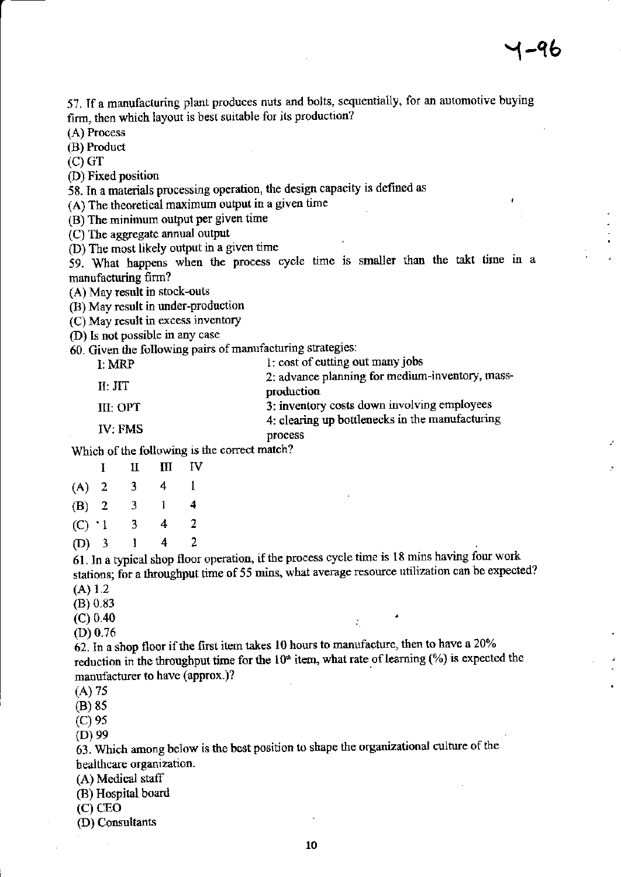57. If a manufacturing plant produces nuts and bolts, sequentially, for an automotive buying firm, then which layout is best suitable for its production?
(A) Process
(B) Product
(C) GT
(D) Fixed position

58. In a materials processing operation, the design capacity is defined as
(A) The theoretical maximum output in a given time
(B) The minimum output per given time
(C) The aggregate annual output
(D) The most likely output in a given time

59. What happens when the process cycle time is smaller than the takt time in a manufacturing firm?
(A) May result in stock-outs
(B) May result in under-production
(C) May result in excess inventory
(D) Is not possible in any case

60. Given the following pairs of manufacturing strategies:

| | |
|---|---|
| I: MRP | 1: cost of cutting out many jobs |
| II: JIT | 2: advance planning for medium-inventory, mass-production |
| III: OPT | 3: inventory costs down involving employees |
| IV: FMS | 4: clearing up bottlenecks in the manufacturing process |

Which of the following is the correct match?

| | I | II | III | IV |
|---|---|---|---|---|
| (A) | 2 | 3 | 4 | 1 |
| (B) | 2 | 3 | 1 | 4 |
| (C) | 1 | 3 | 4 | 2 |
| (D) | 3 | 1 | 4 | 2 |

61. In a typical shop floor operation, if the process cycle time is 18 mins having four work stations; for a throughput time of 55 mins, what average resource utilization can be expected?
(A) 1.2
(B) 0.83
(C) 0.40
(D) 0.76

62. In a shop floor if the first item takes 10 hours to manufacture, then to have a 20% reduction in the throughput time for the 10th item, what rate of learning (%) is expected the manufacturer to have (approx.)?
(A) 75
(B) 85
(C) 95
(D) 99

63. Which among below is the best position to shape the organizational culture of the healthcare organization.
(A) Medical staff
(B) Hospital board
(C) CEO
(D) Consultants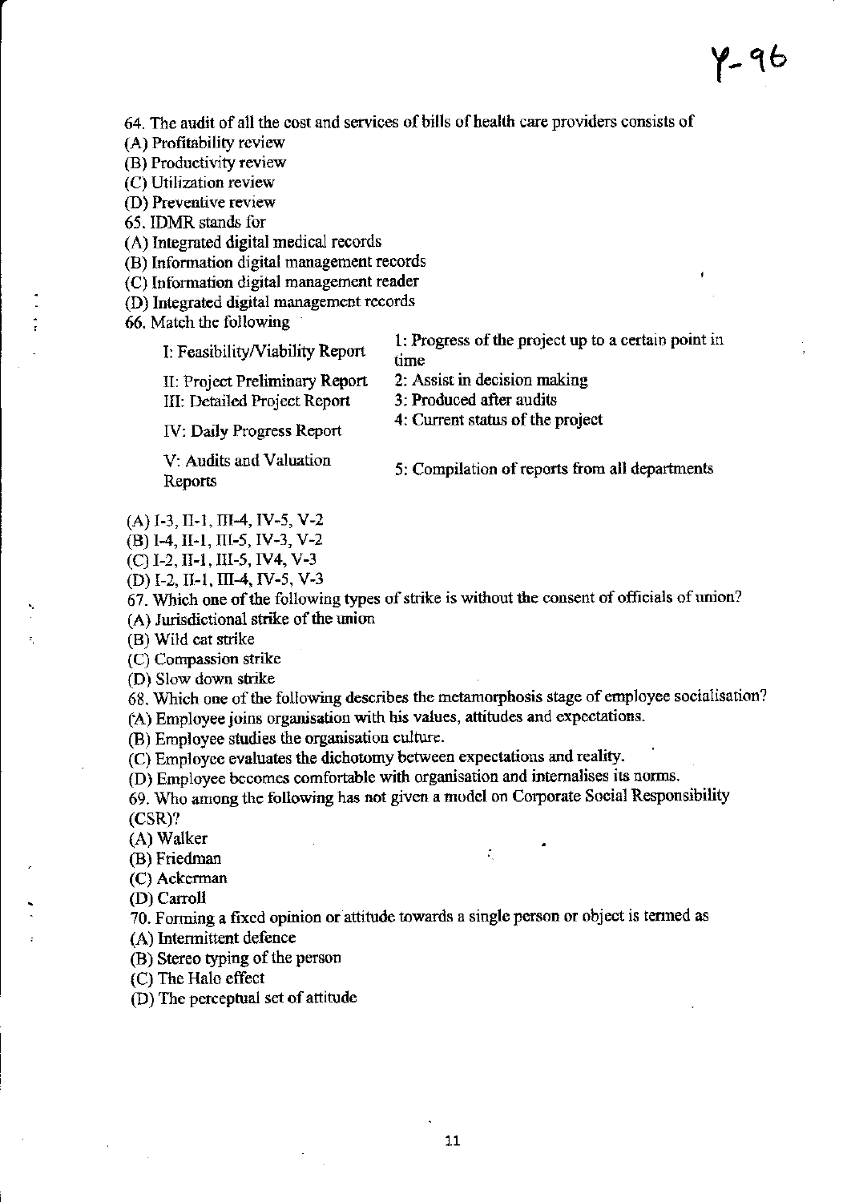Y-96

64. The audit of all the cost and services of bills of health care providers consists of

(A) Profitability review

(B) Productivity review

(C) Utilization review

(D) Preventive review

65. IDMR stands for

(A) Integrated digital medical records

(B) Information digital management records

(C) Information digital management reader

(D) Integrated digital management records

66. Match the following

| | |
|---|---|
| I: Feasibility/Viability Report | 1: Progress of the project up to a certain point in time |
| II: Project Preliminary Report | 2: Assist in decision making |
| III: Detailed Project Report | 3: Produced after audits |
| IV: Daily Progress Report | 4: Current status of the project |
| V: Audits and Valuation Reports | 5: Compilation of reports from all departments |

(A) I-3, II-1, III-4, IV-5, V-2

(B) I-4, II-1, III-5, IV-3, V-2

(C) I-2, II-1, III-5, IV4, V-3

(D) I-2, II-1, III-4, IV-5, V-3

67. Which one of the following types of strike is without the consent of officials of union?

(A) Jurisdictional strike of the union

(B) Wild cat strike

(C) Compassion strike

(D) Slow down strike

68. Which one of the following describes the metamorphosis stage of employee socialisation?

(A) Employee joins organisation with his values, attitudes and expectations.

(B) Employee studies the organisation culture.

(C) Employee evaluates the dichotomy between expectations and reality.

(D) Employee becomes comfortable with organisation and internalises its norms.

69. Who among the following has not given a model on Corporate Social Responsibility (CSR)?

(A) Walker

(B) Friedman

(C) Ackerman

(D) Carroll

70. Forming a fixed opinion or attitude towards a single person or object is termed as

(A) Intermittent defence

(B) Stereo typing of the person

(C) The Halo effect

(D) The perceptual set of attitude